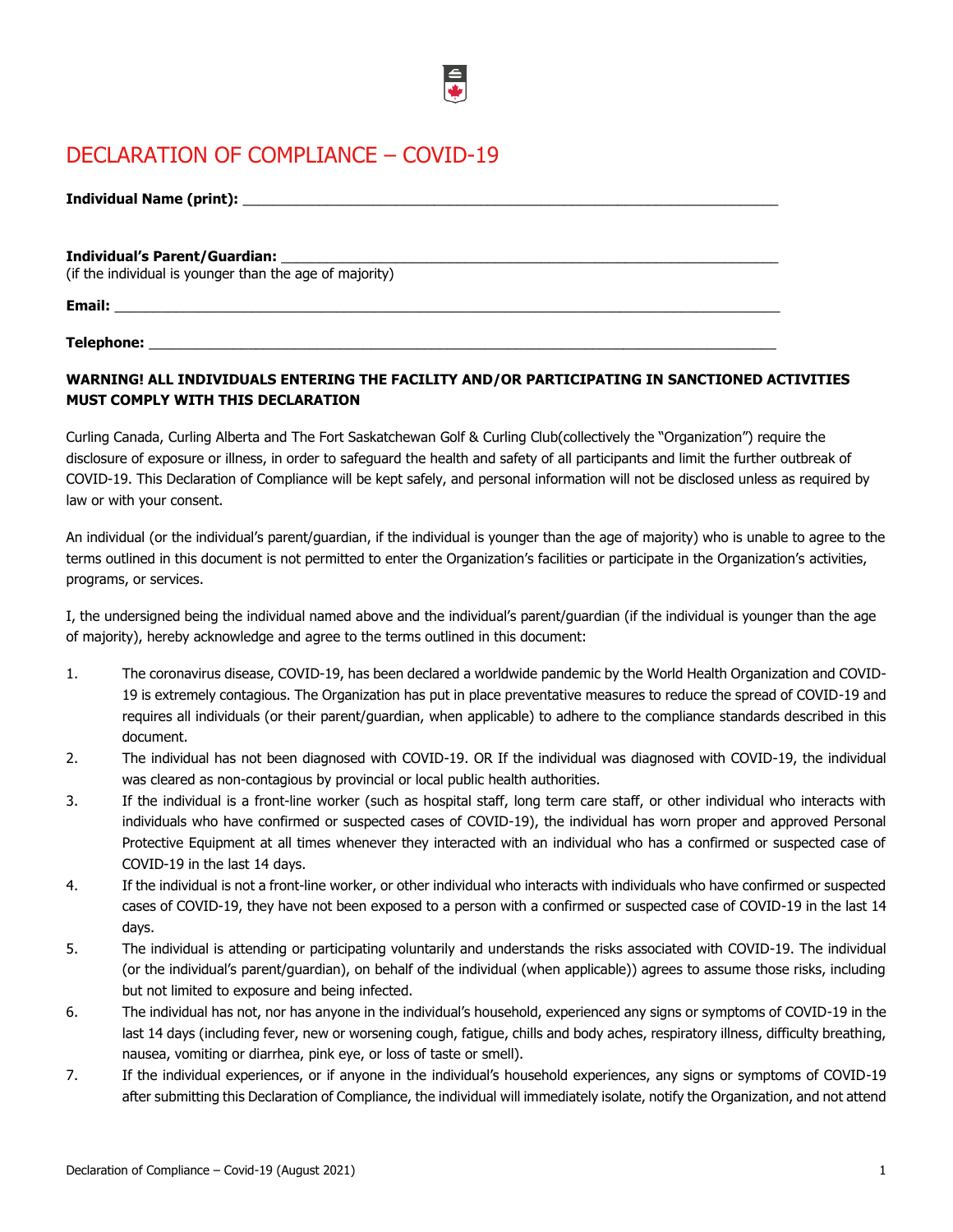# DECLARATION OF COMPLIANCE – COVID-19

**Individual Name (print):** ___________________________________________________________

**Individual's Parent/Guardian:** _______________________________________________________
(if the individual is younger than the age of majority)

**Email:** ________________________________________________________________________

**Telephone:** _____________________________________________________________________

**WARNING! ALL INDIVIDUALS ENTERING THE FACILITY AND/OR PARTICIPATING IN SANCTIONED ACTIVITIES MUST COMPLY WITH THIS DECLARATION**

Curling Canada, Curling Alberta and The Fort Saskatchewan Golf & Curling Club(collectively the "Organization") require the disclosure of exposure or illness, in order to safeguard the health and safety of all participants and limit the further outbreak of COVID-19. This Declaration of Compliance will be kept safely, and personal information will not be disclosed unless as required by law or with your consent.

An individual (or the individual's parent/guardian, if the individual is younger than the age of majority) who is unable to agree to the terms outlined in this document is not permitted to enter the Organization's facilities or participate in the Organization's activities, programs, or services.

I, the undersigned being the individual named above and the individual's parent/guardian (if the individual is younger than the age of majority), hereby acknowledge and agree to the terms outlined in this document:

1. The coronavirus disease, COVID-19, has been declared a worldwide pandemic by the World Health Organization and COVID-19 is extremely contagious. The Organization has put in place preventative measures to reduce the spread of COVID-19 and requires all individuals (or their parent/guardian, when applicable) to adhere to the compliance standards described in this document.
2. The individual has not been diagnosed with COVID-19. OR If the individual was diagnosed with COVID-19, the individual was cleared as non-contagious by provincial or local public health authorities.
3. If the individual is a front-line worker (such as hospital staff, long term care staff, or other individual who interacts with individuals who have confirmed or suspected cases of COVID-19), the individual has worn proper and approved Personal Protective Equipment at all times whenever they interacted with an individual who has a confirmed or suspected case of COVID-19 in the last 14 days.
4. If the individual is not a front-line worker, or other individual who interacts with individuals who have confirmed or suspected cases of COVID-19, they have not been exposed to a person with a confirmed or suspected case of COVID-19 in the last 14 days.
5. The individual is attending or participating voluntarily and understands the risks associated with COVID-19. The individual (or the individual's parent/guardian), on behalf of the individual (when applicable)) agrees to assume those risks, including but not limited to exposure and being infected.
6. The individual has not, nor has anyone in the individual's household, experienced any signs or symptoms of COVID-19 in the last 14 days (including fever, new or worsening cough, fatigue, chills and body aches, respiratory illness, difficulty breathing, nausea, vomiting or diarrhea, pink eye, or loss of taste or smell).
7. If the individual experiences, or if anyone in the individual's household experiences, any signs or symptoms of COVID-19 after submitting this Declaration of Compliance, the individual will immediately isolate, notify the Organization, and not attend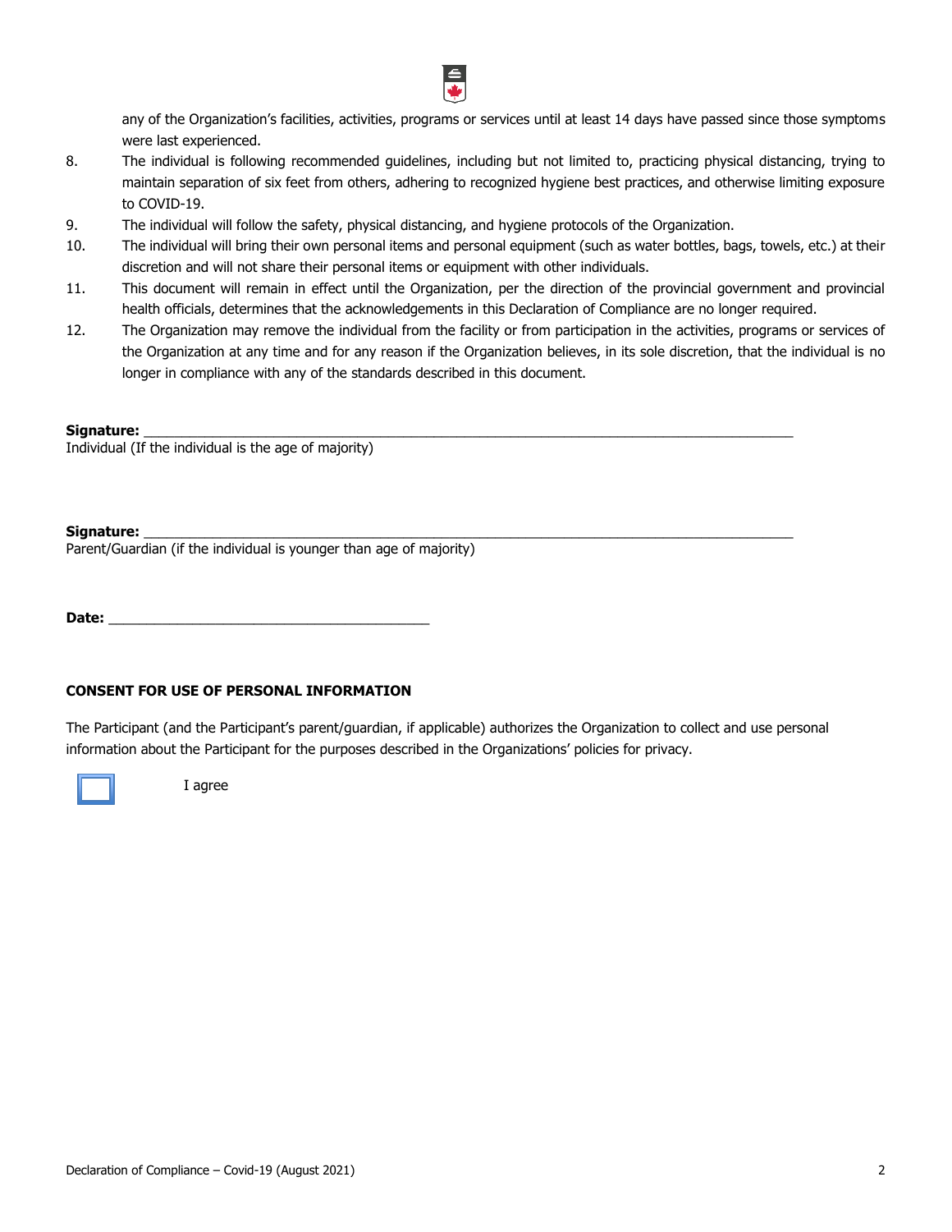any of the Organization's facilities, activities, programs or services until at least 14 days have passed since those symptoms were last experienced.

8. The individual is following recommended guidelines, including but not limited to, practicing physical distancing, trying to maintain separation of six feet from others, adhering to recognized hygiene best practices, and otherwise limiting exposure to COVID-19.
9. The individual will follow the safety, physical distancing, and hygiene protocols of the Organization.
10. The individual will bring their own personal items and personal equipment (such as water bottles, bags, towels, etc.) at their discretion and will not share their personal items or equipment with other individuals.
11. This document will remain in effect until the Organization, per the direction of the provincial government and provincial health officials, determines that the acknowledgements in this Declaration of Compliance are no longer required.
12. The Organization may remove the individual from the facility or from participation in the activities, programs or services of the Organization at any time and for any reason if the Organization believes, in its sole discretion, that the individual is no longer in compliance with any of the standards described in this document.

**Signature:** ______________________________________________________________________________
Individual (If the individual is the age of majority)

**Signature:** ______________________________________________________________________________
Parent/Guardian (if the individual is younger than age of majority)

**Date:** ________________________________________

**CONSENT FOR USE OF PERSONAL INFORMATION**

The Participant (and the Participant's parent/guardian, if applicable) authorizes the Organization to collect and use personal information about the Participant for the purposes described in the Organizations' policies for privacy.

☐ I agree